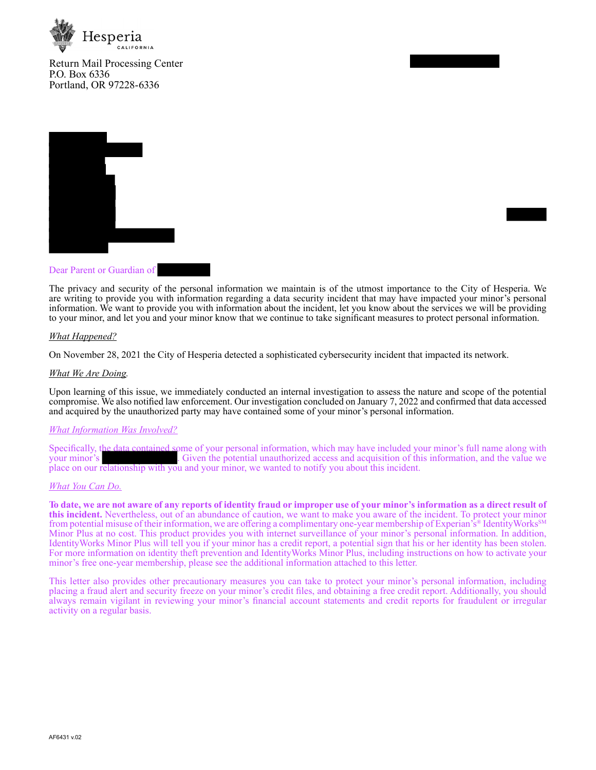Hesperia
CALIFORNIA

Return Mail Processing Center
P.O. Box 6336
Portland, OR 97228-6336

Dear Parent or Guardian of

The privacy and security of the personal information we maintain is of the utmost importance to the City of Hesperia. We are writing to provide you with information regarding a data security incident that may have impacted your minor's personal information. We want to provide you with information about the incident, let you know about the services we will be providing to your minor, and let you and your minor know that we continue to take significant measures to protect personal information.

*What Happened?*

On November 28, 2021 the City of Hesperia detected a sophisticated cybersecurity incident that impacted its network.

*What We Are Doing.*

Upon learning of this issue, we immediately conducted an internal investigation to assess the nature and scope of the potential compromise. We also notified law enforcement. Our investigation concluded on January 7, 2022 and confirmed that data accessed and acquired by the unauthorized party may have contained some of your minor's personal information.

*What Information Was Involved?*

Specifically, the data contained some of your personal information, which may have included your minor's full name along with your minor's . Given the potential unauthorized access and acquisition of this information, and the value we place on our relationship with you and your minor, we wanted to notify you about this incident.

*What You Can Do.*

**To date, we are not aware of any reports of identity fraud or improper use of your minor's information as a direct result of this incident.** Nevertheless, out of an abundance of caution, we want to make you aware of the incident. To protect your minor from potential misuse of their information, we are offering a complimentary one-year membership of Experian's® IdentityWorks[SM] Minor Plus at no cost. This product provides you with internet surveillance of your minor's personal information. In addition, IdentityWorks Minor Plus will tell you if your minor has a credit report, a potential sign that his or her identity has been stolen. For more information on identity theft prevention and IdentityWorks Minor Plus, including instructions on how to activate your minor's free one-year membership, please see the additional information attached to this letter.

This letter also provides other precautionary measures you can take to protect your minor's personal information, including placing a fraud alert and security freeze on your minor's credit files, and obtaining a free credit report. Additionally, you should always remain vigilant in reviewing your minor's financial account statements and credit reports for fraudulent or irregular activity on a regular basis.

AF6431 v.02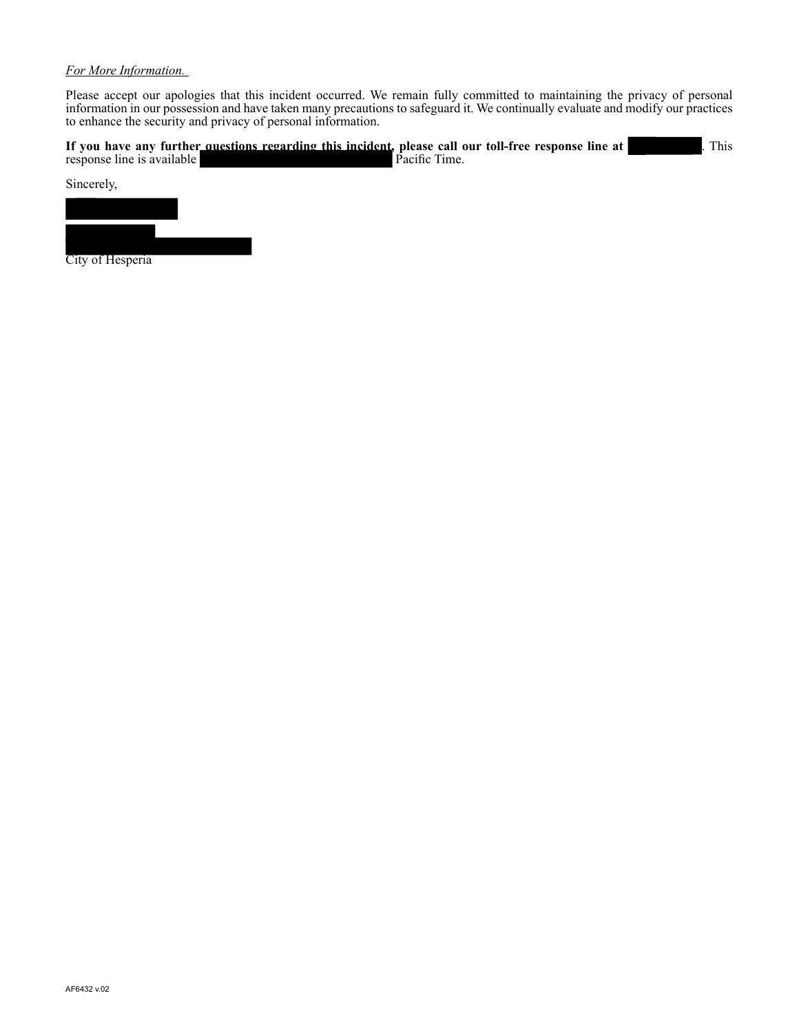*For More Information.*

Please accept our apologies that this incident occurred. We remain fully committed to maintaining the privacy of personal information in our possession and have taken many precautions to safeguard it. We continually evaluate and modify our practices to enhance the security and privacy of personal information.

**If you have any further questions regarding this incident, please call our toll-free response line at** [REDACTED]. This response line is available [REDACTED] Pacific Time.

Sincerely,

[REDACTED]

[REDACTED]
[REDACTED]
City of Hesperia

AF6432 v.02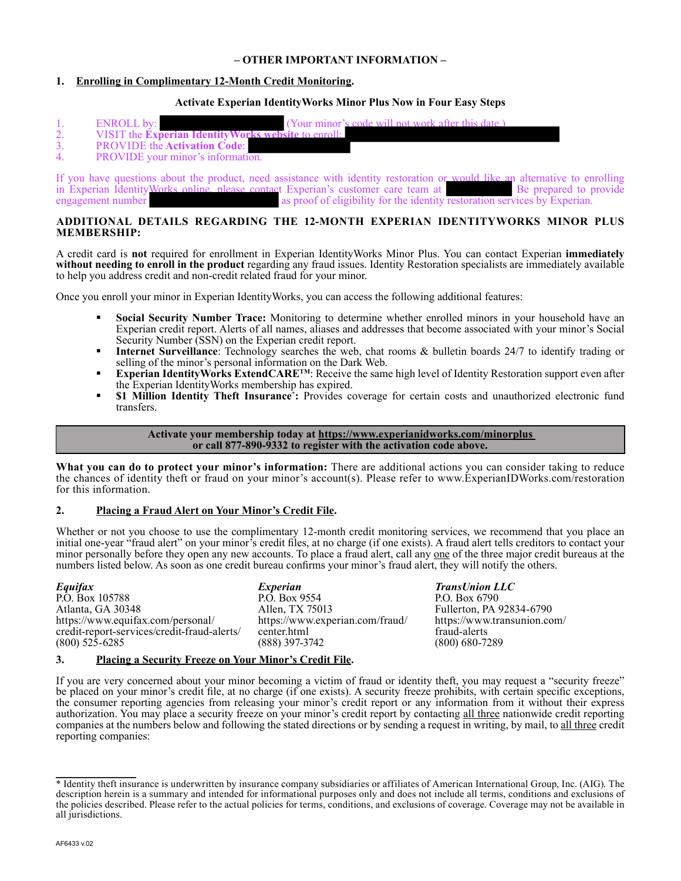**– OTHER IMPORTANT INFORMATION –**

## 1. Enrolling in Complimentary 12-Month Credit Monitoring.

**Activate Experian IdentityWorks Minor Plus Now in Four Easy Steps**

1. ENROLL by: (Your minor's code will not work after this date.)
2. VISIT the **Experian IdentityWorks website** to enroll:
3. PROVIDE the **Activation Code**:
4. PROVIDE your minor's information.

If you have questions about the product, need assistance with identity restoration or would like an alternative to enrolling in Experian IdentityWorks online, please contact Experian's customer care team at . Be prepared to provide engagement number as proof of eligibility for the identity restoration services by Experian.

**ADDITIONAL DETAILS REGARDING THE 12-MONTH EXPERIAN IDENTITYWORKS MINOR PLUS MEMBERSHIP:**

A credit card is **not** required for enrollment in Experian IdentityWorks Minor Plus. You can contact Experian **immediately without needing to enroll in the product** regarding any fraud issues. Identity Restoration specialists are immediately available to help you address credit and non-credit related fraud for your minor.

Once you enroll your minor in Experian IdentityWorks, you can access the following additional features:

- **Social Security Number Trace:** Monitoring to determine whether enrolled minors in your household have an Experian credit report. Alerts of all names, aliases and addresses that become associated with your minor's Social Security Number (SSN) on the Experian credit report.
- **Internet Surveillance**: Technology searches the web, chat rooms & bulletin boards 24/7 to identify trading or selling of the minor's personal information on the Dark Web.
- **Experian IdentityWorks ExtendCARE™:** Receive the same high level of Identity Restoration support even after the Experian IdentityWorks membership has expired.
- **$1 Million Identity Theft Insurance*:** Provides coverage for certain costs and unauthorized electronic fund transfers.

**Activate your membership today at https://www.experianidworks.com/minorplus or call 877-890-9332 to register with the activation code above.**

**What you can do to protect your minor's information:** There are additional actions you can consider taking to reduce the chances of identity theft or fraud on your minor's account(s). Please refer to www.ExperianIDWorks.com/restoration for this information.

## 2. Placing a Fraud Alert on Your Minor's Credit File.

Whether or not you choose to use the complimentary 12-month credit monitoring services, we recommend that you place an initial one-year "fraud alert" on your minor's credit files, at no charge (if one exists). A fraud alert tells creditors to contact your minor personally before they open any new accounts. To place a fraud alert, call any one of the three major credit bureaus at the numbers listed below. As soon as one credit bureau confirms your minor's fraud alert, they will notify the others.

***Equifax***
P.O. Box 105788
Atlanta, GA 30348
https://www.equifax.com/personal/credit-report-services/credit-fraud-alerts/
(800) 525-6285

***Experian***
P.O. Box 9554
Allen, TX 75013
https://www.experian.com/fraud/center.html
(888) 397-3742

***TransUnion LLC***
P.O. Box 6790
Fullerton, PA 92834-6790
https://www.transunion.com/fraud-alerts
(800) 680-7289

## 3. Placing a Security Freeze on Your Minor's Credit File.

If you are very concerned about your minor becoming a victim of fraud or identity theft, you may request a "security freeze" be placed on your minor's credit file, at no charge (if one exists). A security freeze prohibits, with certain specific exceptions, the consumer reporting agencies from releasing your minor's credit report or any information from it without their express authorization. You may place a security freeze on your minor's credit report by contacting all three nationwide credit reporting companies at the numbers below and following the stated directions or by sending a request in writing, by mail, to all three credit reporting companies:

---

\* Identity theft insurance is underwritten by insurance company subsidiaries or affiliates of American International Group, Inc. (AIG). The description herein is a summary and intended for informational purposes only and does not include all terms, conditions and exclusions of the policies described. Please refer to the actual policies for terms, conditions, and exclusions of coverage. Coverage may not be available in all jurisdictions.

AF6433 v.02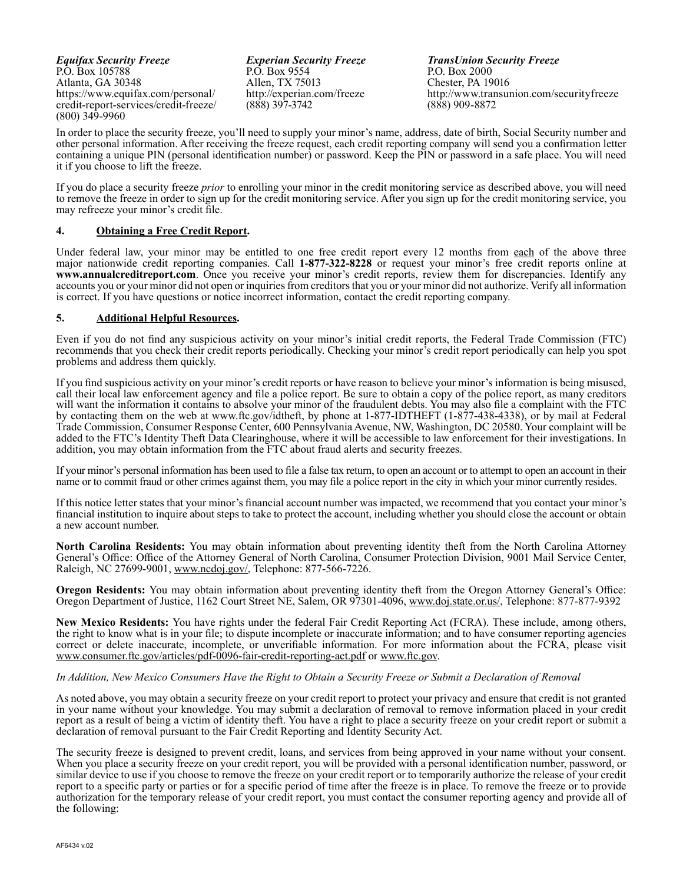***Equifax Security Freeze***
P.O. Box 105788
Atlanta, GA 30348
https://www.equifax.com/personal/credit-report-services/credit-freeze/
(800) 349-9960

***Experian Security Freeze***
P.O. Box 9554
Allen, TX 75013
http://experian.com/freeze
(888) 397-3742

***TransUnion Security Freeze***
P.O. Box 2000
Chester, PA 19016
http://www.transunion.com/securityfreeze
(888) 909-8872

In order to place the security freeze, you'll need to supply your minor's name, address, date of birth, Social Security number and other personal information. After receiving the freeze request, each credit reporting company will send you a confirmation letter containing a unique PIN (personal identification number) or password. Keep the PIN or password in a safe place. You will need it if you choose to lift the freeze.

If you do place a security freeze *prior* to enrolling your minor in the credit monitoring service as described above, you will need to remove the freeze in order to sign up for the credit monitoring service. After you sign up for the credit monitoring service, you may refreeze your minor's credit file.

**4. Obtaining a Free Credit Report.**

Under federal law, your minor may be entitled to one free credit report every 12 months from each of the above three major nationwide credit reporting companies. Call **1-877-322-8228** or request your minor's free credit reports online at **www.annualcreditreport.com**. Once you receive your minor's credit reports, review them for discrepancies. Identify any accounts you or your minor did not open or inquiries from creditors that you or your minor did not authorize. Verify all information is correct. If you have questions or notice incorrect information, contact the credit reporting company.

**5. Additional Helpful Resources.**

Even if you do not find any suspicious activity on your minor's initial credit reports, the Federal Trade Commission (FTC) recommends that you check their credit reports periodically. Checking your minor's credit report periodically can help you spot problems and address them quickly.

If you find suspicious activity on your minor's credit reports or have reason to believe your minor's information is being misused, call their local law enforcement agency and file a police report. Be sure to obtain a copy of the police report, as many creditors will want the information it contains to absolve your minor of the fraudulent debts. You may also file a complaint with the FTC by contacting them on the web at www.ftc.gov/idtheft, by phone at 1-877-IDTHEFT (1-877-438-4338), or by mail at Federal Trade Commission, Consumer Response Center, 600 Pennsylvania Avenue, NW, Washington, DC 20580. Your complaint will be added to the FTC's Identity Theft Data Clearinghouse, where it will be accessible to law enforcement for their investigations. In addition, you may obtain information from the FTC about fraud alerts and security freezes.

If your minor's personal information has been used to file a false tax return, to open an account or to attempt to open an account in their name or to commit fraud or other crimes against them, you may file a police report in the city in which your minor currently resides.

If this notice letter states that your minor's financial account number was impacted, we recommend that you contact your minor's financial institution to inquire about steps to take to protect the account, including whether you should close the account or obtain a new account number.

**North Carolina Residents:** You may obtain information about preventing identity theft from the North Carolina Attorney General's Office: Office of the Attorney General of North Carolina, Consumer Protection Division, 9001 Mail Service Center, Raleigh, NC 27699-9001, www.ncdoj.gov/, Telephone: 877-566-7226.

**Oregon Residents:** You may obtain information about preventing identity theft from the Oregon Attorney General's Office: Oregon Department of Justice, 1162 Court Street NE, Salem, OR 97301-4096, www.doj.state.or.us/, Telephone: 877-877-9392

**New Mexico Residents:** You have rights under the federal Fair Credit Reporting Act (FCRA). These include, among others, the right to know what is in your file; to dispute incomplete or inaccurate information; and to have consumer reporting agencies correct or delete inaccurate, incomplete, or unverifiable information. For more information about the FCRA, please visit www.consumer.ftc.gov/articles/pdf-0096-fair-credit-reporting-act.pdf or www.ftc.gov.

*In Addition, New Mexico Consumers Have the Right to Obtain a Security Freeze or Submit a Declaration of Removal*

As noted above, you may obtain a security freeze on your credit report to protect your privacy and ensure that credit is not granted in your name without your knowledge. You may submit a declaration of removal to remove information placed in your credit report as a result of being a victim of identity theft. You have a right to place a security freeze on your credit report or submit a declaration of removal pursuant to the Fair Credit Reporting and Identity Security Act.

The security freeze is designed to prevent credit, loans, and services from being approved in your name without your consent. When you place a security freeze on your credit report, you will be provided with a personal identification number, password, or similar device to use if you choose to remove the freeze on your credit report or to temporarily authorize the release of your credit report to a specific party or parties or for a specific period of time after the freeze is in place. To remove the freeze or to provide authorization for the temporary release of your credit report, you must contact the consumer reporting agency and provide all of the following:

AF6434 v.02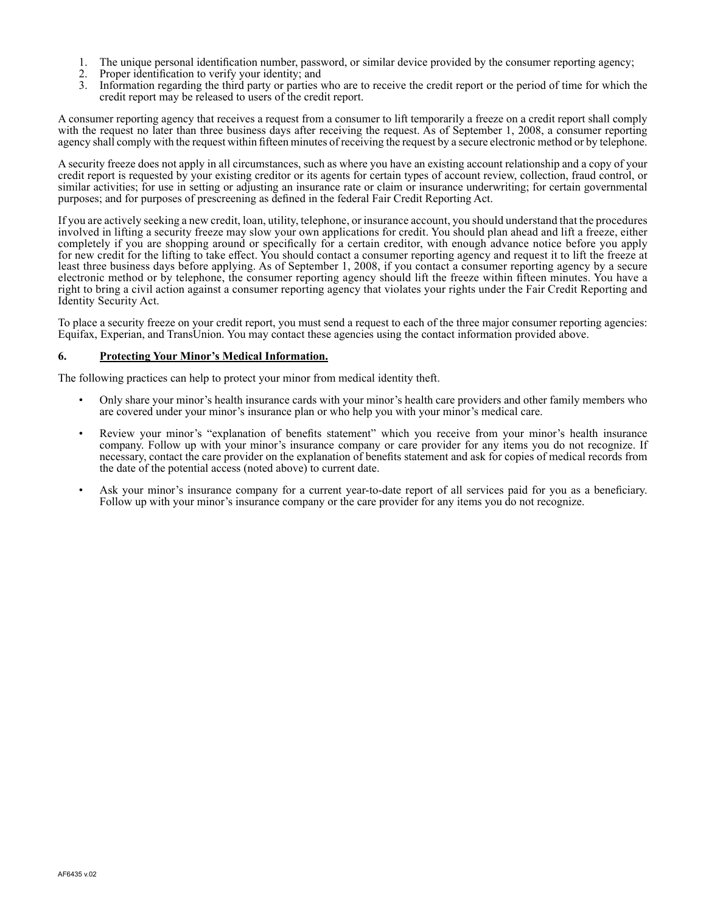1. The unique personal identification number, password, or similar device provided by the consumer reporting agency;
2. Proper identification to verify your identity; and
3. Information regarding the third party or parties who are to receive the credit report or the period of time for which the credit report may be released to users of the credit report.

A consumer reporting agency that receives a request from a consumer to lift temporarily a freeze on a credit report shall comply with the request no later than three business days after receiving the request. As of September 1, 2008, a consumer reporting agency shall comply with the request within fifteen minutes of receiving the request by a secure electronic method or by telephone.

A security freeze does not apply in all circumstances, such as where you have an existing account relationship and a copy of your credit report is requested by your existing creditor or its agents for certain types of account review, collection, fraud control, or similar activities; for use in setting or adjusting an insurance rate or claim or insurance underwriting; for certain governmental purposes; and for purposes of prescreening as defined in the federal Fair Credit Reporting Act.

If you are actively seeking a new credit, loan, utility, telephone, or insurance account, you should understand that the procedures involved in lifting a security freeze may slow your own applications for credit. You should plan ahead and lift a freeze, either completely if you are shopping around or specifically for a certain creditor, with enough advance notice before you apply for new credit for the lifting to take effect. You should contact a consumer reporting agency and request it to lift the freeze at least three business days before applying. As of September 1, 2008, if you contact a consumer reporting agency by a secure electronic method or by telephone, the consumer reporting agency should lift the freeze within fifteen minutes. You have a right to bring a civil action against a consumer reporting agency that violates your rights under the Fair Credit Reporting and Identity Security Act.

To place a security freeze on your credit report, you must send a request to each of the three major consumer reporting agencies: Equifax, Experian, and TransUnion. You may contact these agencies using the contact information provided above.

### 6. Protecting Your Minor's Medical Information.

The following practices can help to protect your minor from medical identity theft.

- Only share your minor's health insurance cards with your minor's health care providers and other family members who are covered under your minor's insurance plan or who help you with your minor's medical care.
- Review your minor's "explanation of benefits statement" which you receive from your minor's health insurance company. Follow up with your minor's insurance company or care provider for any items you do not recognize. If necessary, contact the care provider on the explanation of benefits statement and ask for copies of medical records from the date of the potential access (noted above) to current date.
- Ask your minor's insurance company for a current year-to-date report of all services paid for you as a beneficiary. Follow up with your minor's insurance company or the care provider for any items you do not recognize.

AF6435 v.02